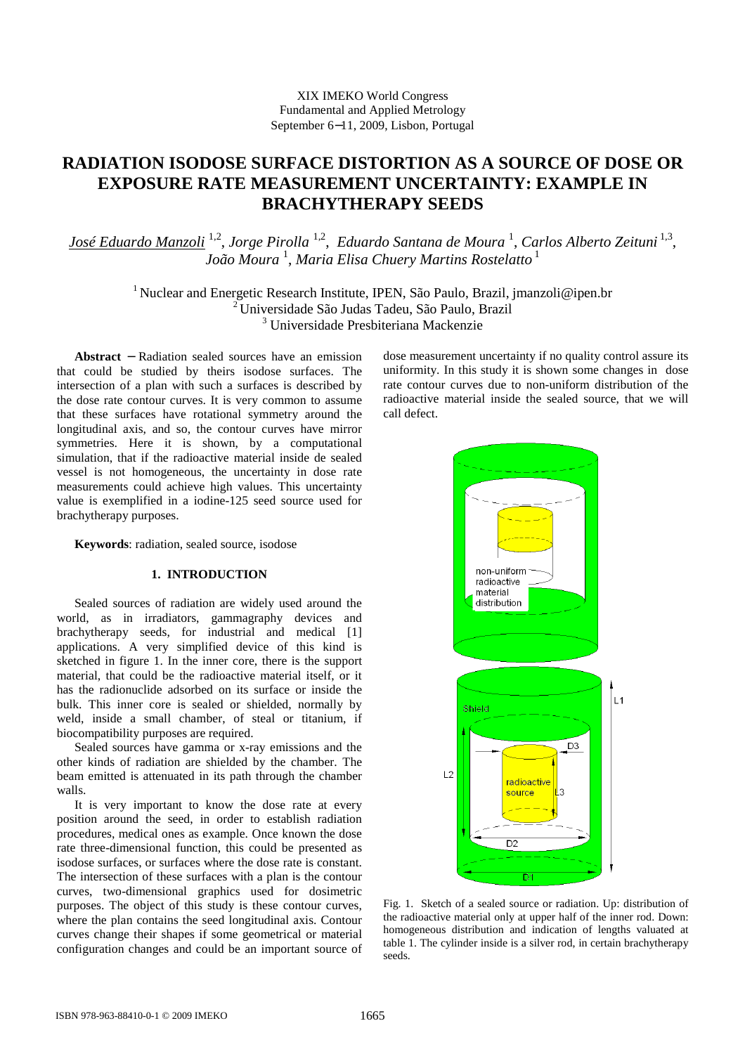XIX IMEKO World Congress
Fundamental and Applied Metrology
September 6−11, 2009, Lisbon, Portugal

# RADIATION ISODOSE SURFACE DISTORTION AS A SOURCE OF DOSE OR EXPOSURE RATE MEASUREMENT UNCERTAINTY: EXAMPLE IN BRACHYTHERAPY SEEDS

*José Eduardo Manzoli* [1,2], *Jorge Pirolla* [1,2], *Eduardo Santana de Moura* [1], *Carlos Alberto Zeituni* [1,3], *João Moura* [1], *Maria Elisa Chuery Martins Rostelatto* [1]

[1] Nuclear and Energetic Research Institute, IPEN, São Paulo, Brazil, jmanzoli@ipen.br
[2] Universidade São Judas Tadeu, São Paulo, Brazil
[3] Universidade Presbiteriana Mackenzie

**Abstract** − Radiation sealed sources have an emission that could be studied by theirs isodose surfaces. The intersection of a plan with such a surfaces is described by the dose rate contour curves. It is very common to assume that these surfaces have rotational symmetry around the longitudinal axis, and so, the contour curves have mirror symmetries. Here it is shown, by a computational simulation, that if the radioactive material inside de sealed vessel is not homogeneous, the uncertainty in dose rate measurements could achieve high values. This uncertainty value is exemplified in a iodine-125 seed source used for brachytherapy purposes.

**Keywords**: radiation, sealed source, isodose

## 1. INTRODUCTION

Sealed sources of radiation are widely used around the world, as in irradiators, gammagraphy devices and brachytherapy seeds, for industrial and medical [1] applications. A very simplified device of this kind is sketched in figure 1. In the inner core, there is the support material, that could be the radioactive material itself, or it has the radionuclide adsorbed on its surface or inside the bulk. This inner core is sealed or shielded, normally by weld, inside a small chamber, of steal or titanium, if biocompatibility purposes are required.

Sealed sources have gamma or x-ray emissions and the other kinds of radiation are shielded by the chamber. The beam emitted is attenuated in its path through the chamber walls.

It is very important to know the dose rate at every position around the seed, in order to establish radiation procedures, medical ones as example. Once known the dose rate three-dimensional function, this could be presented as isodose surfaces, or surfaces where the dose rate is constant. The intersection of these surfaces with a plan is the contour curves, two-dimensional graphics used for dosimetric purposes. The object of this study is these contour curves, where the plan contains the seed longitudinal axis. Contour curves change their shapes if some geometrical or material configuration changes and could be an important source of dose measurement uncertainty if no quality control assure its uniformity. In this study it is shown some changes in dose rate contour curves due to non-uniform distribution of the radioactive material inside the sealed source, that we will call defect.

Fig. 1. Sketch of a sealed source or radiation. Up: distribution of the radioactive material only at upper half of the inner rod. Down: homogeneous distribution and indication of lengths valuated at table 1. The cylinder inside is a silver rod, in certain brachytherapy seeds.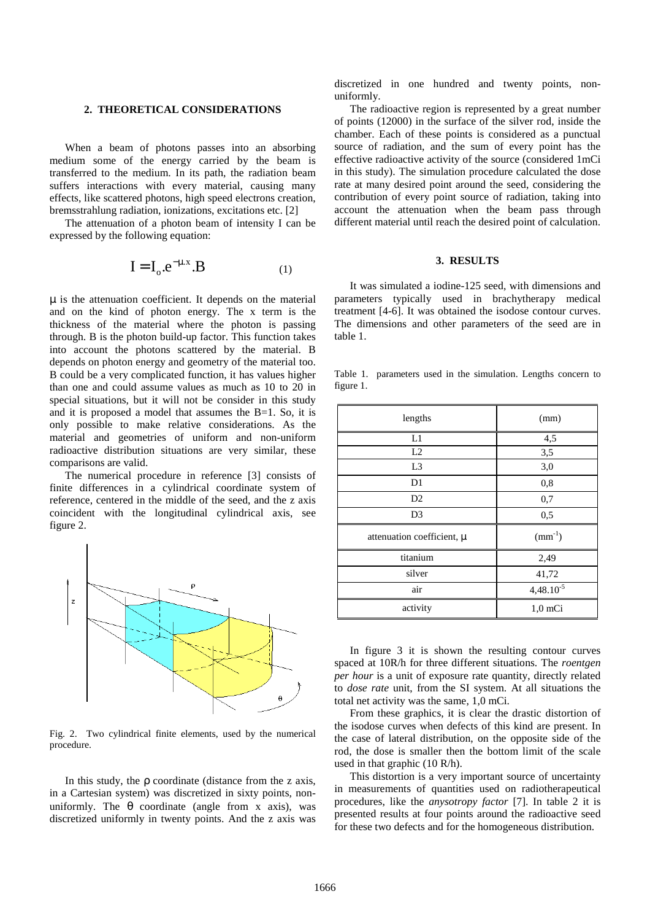## 2. THEORETICAL CONSIDERATIONS

When a beam of photons passes into an absorbing medium some of the energy carried by the beam is transferred to the medium. In its path, the radiation beam suffers interactions with every material, causing many effects, like scattered photons, high speed electrons creation, bremsstrahlung radiation, ionizations, excitations etc. [2]

The attenuation of a photon beam of intensity I can be expressed by the following equation:

$$I = I_o . e^{-\mu . x} . B \qquad (1)$$

$\mu$ is the attenuation coefficient. It depends on the material and on the kind of photon energy. The x term is the thickness of the material where the photon is passing through. B is the photon build-up factor. This function takes into account the photons scattered by the material. B depends on photon energy and geometry of the material too. B could be a very complicated function, it has values higher than one and could assume values as much as 10 to 20 in special situations, but it will not be consider in this study and it is proposed a model that assumes the B=1. So, it is only possible to make relative considerations. As the material and geometries of uniform and non-uniform radioactive distribution situations are very similar, these comparisons are valid.

The numerical procedure in reference [3] consists of finite differences in a cylindrical coordinate system of reference, centered in the middle of the seed, and the z axis coincident with the longitudinal cylindrical axis, see figure 2.

Fig. 2. Two cylindrical finite elements, used by the numerical procedure.

In this study, the $\rho$ coordinate (distance from the z axis, in a Cartesian system) was discretized in sixty points, non-uniformly. The $\theta$ coordinate (angle from x axis), was discretized uniformly in twenty points. And the z axis was discretized in one hundred and twenty points, non-uniformly.

The radioactive region is represented by a great number of points (12000) in the surface of the silver rod, inside the chamber. Each of these points is considered as a punctual source of radiation, and the sum of every point has the effective radioactive activity of the source (considered 1mCi in this study). The simulation procedure calculated the dose rate at many desired point around the seed, considering the contribution of every point source of radiation, taking into account the attenuation when the beam pass through different material until reach the desired point of calculation.

## 3. RESULTS

It was simulated a iodine-125 seed, with dimensions and parameters typically used in brachytherapy medical treatment [4-6]. It was obtained the isodose contour curves. The dimensions and other parameters of the seed are in table 1.

Table 1. parameters used in the simulation. Lengths concern to figure 1.

| lengths | (mm) |
|---|---|
| L1 | 4,5 |
| L2 | 3,5 |
| L3 | 3,0 |
| D1 | 0,8 |
| D2 | 0,7 |
| D3 | 0,5 |
| attenuation coefficient, $\mu$ | ($mm^{-1}$) |
| titanium | 2,49 |
| silver | 41,72 |
| air | $4{,}48.10^{-5}$ |
| activity | 1,0 mCi |

In figure 3 it is shown the resulting contour curves spaced at 10R/h for three different situations. The *roentgen per hour* is a unit of exposure rate quantity, directly related to *dose rate* unit, from the SI system. At all situations the total net activity was the same, 1,0 mCi.

From these graphics, it is clear the drastic distortion of the isodose curves when defects of this kind are present. In the case of lateral distribution, on the opposite side of the rod, the dose is smaller then the bottom limit of the scale used in that graphic (10 R/h).

This distortion is a very important source of uncertainty in measurements of quantities used on radiotherapeutical procedures, like the *anysotropy factor* [7]. In table 2 it is presented results at four points around the radioactive seed for these two defects and for the homogeneous distribution.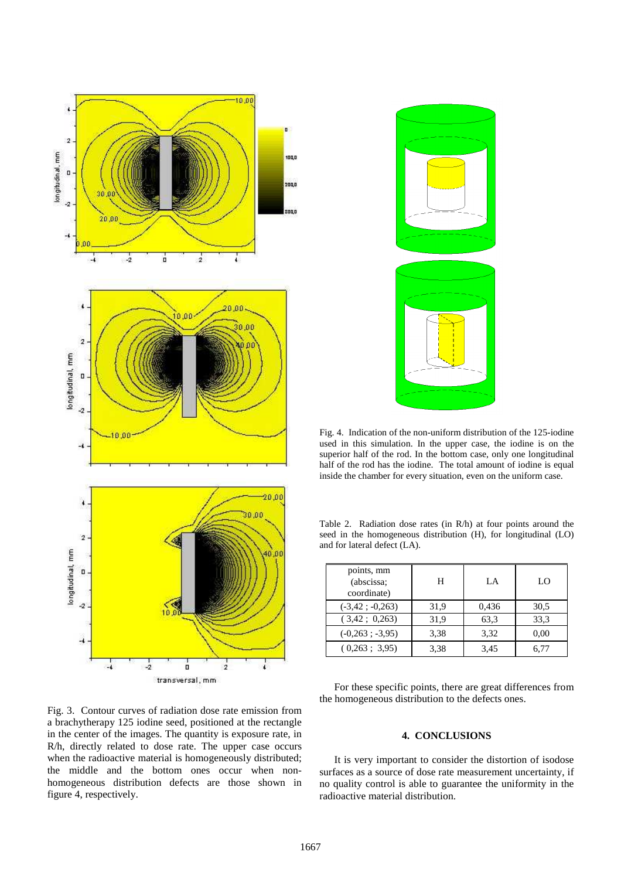Fig. 3. Contour curves of radiation dose rate emission from a brachytherapy 125 iodine seed, positioned at the rectangle in the center of the images. The quantity is exposure rate, in R/h, directly related to dose rate. The upper case occurs when the radioactive material is homogeneously distributed; the middle and the bottom ones occur when non-homogeneous distribution defects are those shown in figure 4, respectively.

Fig. 4. Indication of the non-uniform distribution of the 125-iodine used in this simulation. In the upper case, the iodine is on the superior half of the rod. In the bottom case, only one longitudinal half of the rod has the iodine. The total amount of iodine is equal inside the chamber for every situation, even on the uniform case.

Table 2. Radiation dose rates (in R/h) at four points around the seed in the homogeneous distribution (H), for longitudinal (LO) and for lateral defect (LA).

| points, mm (abscissa; coordinate) | H | LA | LO |
|---|---|---|---|
| (-3,42 ; -0,263) | 31,9 | 0,436 | 30,5 |
| ( 3,42 ; 0,263) | 31,9 | 63,3 | 33,3 |
| (-0,263 ; -3,95) | 3,38 | 3,32 | 0,00 |
| ( 0,263 ; 3,95) | 3,38 | 3,45 | 6,77 |

For these specific points, there are great differences from the homogeneous distribution to the defects ones.

## 4. CONCLUSIONS

It is very important to consider the distortion of isodose surfaces as a source of dose rate measurement uncertainty, if no quality control is able to guarantee the uniformity in the radioactive material distribution.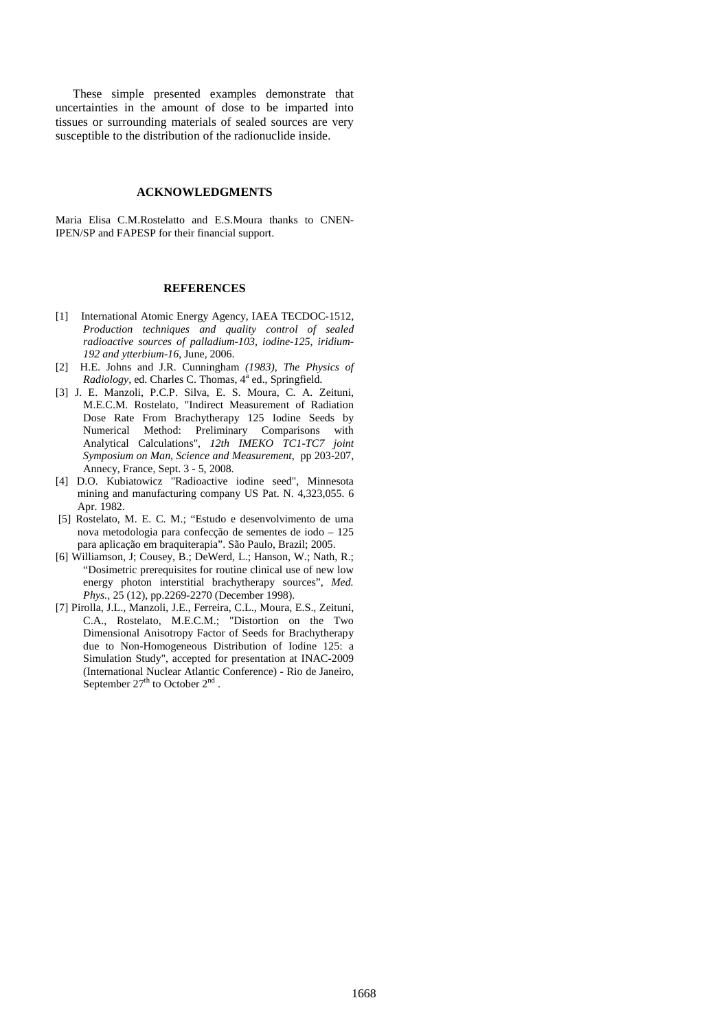These simple presented examples demonstrate that uncertainties in the amount of dose to be imparted into tissues or surrounding materials of sealed sources are very susceptible to the distribution of the radionuclide inside.

## ACKNOWLEDGMENTS

Maria Elisa C.M.Rostelatto and E.S.Moura thanks to CNEN-IPEN/SP and FAPESP for their financial support.

## REFERENCES

[1] International Atomic Energy Agency, IAEA TECDOC-1512, *Production techniques and quality control of sealed radioactive sources of palladium-103, iodine-125, iridium-192 and ytterbium-16*, June, 2006.

[2] H.E. Johns and J.R. Cunningham *(1983), The Physics of Radiology*, ed. Charles C. Thomas, 4ª ed., Springfield.

[3] J. E. Manzoli, P.C.P. Silva, E. S. Moura, C. A. Zeituni, M.E.C.M. Rostelato, "Indirect Measurement of Radiation Dose Rate From Brachytherapy 125 Iodine Seeds by Numerical Method: Preliminary Comparisons with Analytical Calculations", *12th IMEKO TC1-TC7 joint Symposium on Man, Science and Measurement*, pp 203-207, Annecy, France, Sept. 3 - 5, 2008.

[4] D.O. Kubiatowicz "Radioactive iodine seed", Minnesota mining and manufacturing company US Pat. N. 4,323,055. 6 Apr. 1982.

[5] Rostelato, M. E. C. M.; "Estudo e desenvolvimento de uma nova metodologia para confecção de sementes de iodo – 125 para aplicação em braquiterapia". São Paulo, Brazil; 2005.

[6] Williamson, J; Cousey, B.; DeWerd, L.; Hanson, W.; Nath, R.; "Dosimetric prerequisites for routine clinical use of new low energy photon interstitial brachytherapy sources", *Med. Phys.*, 25 (12), pp.2269-2270 (December 1998).

[7] Pirolla, J.L., Manzoli, J.E., Ferreira, C.L., Moura, E.S., Zeituni, C.A., Rostelato, M.E.C.M.; "Distortion on the Two Dimensional Anisotropy Factor of Seeds for Brachytherapy due to Non-Homogeneous Distribution of Iodine 125: a Simulation Study", accepted for presentation at INAC-2009 (International Nuclear Atlantic Conference) - Rio de Janeiro, September 27th to October 2nd .